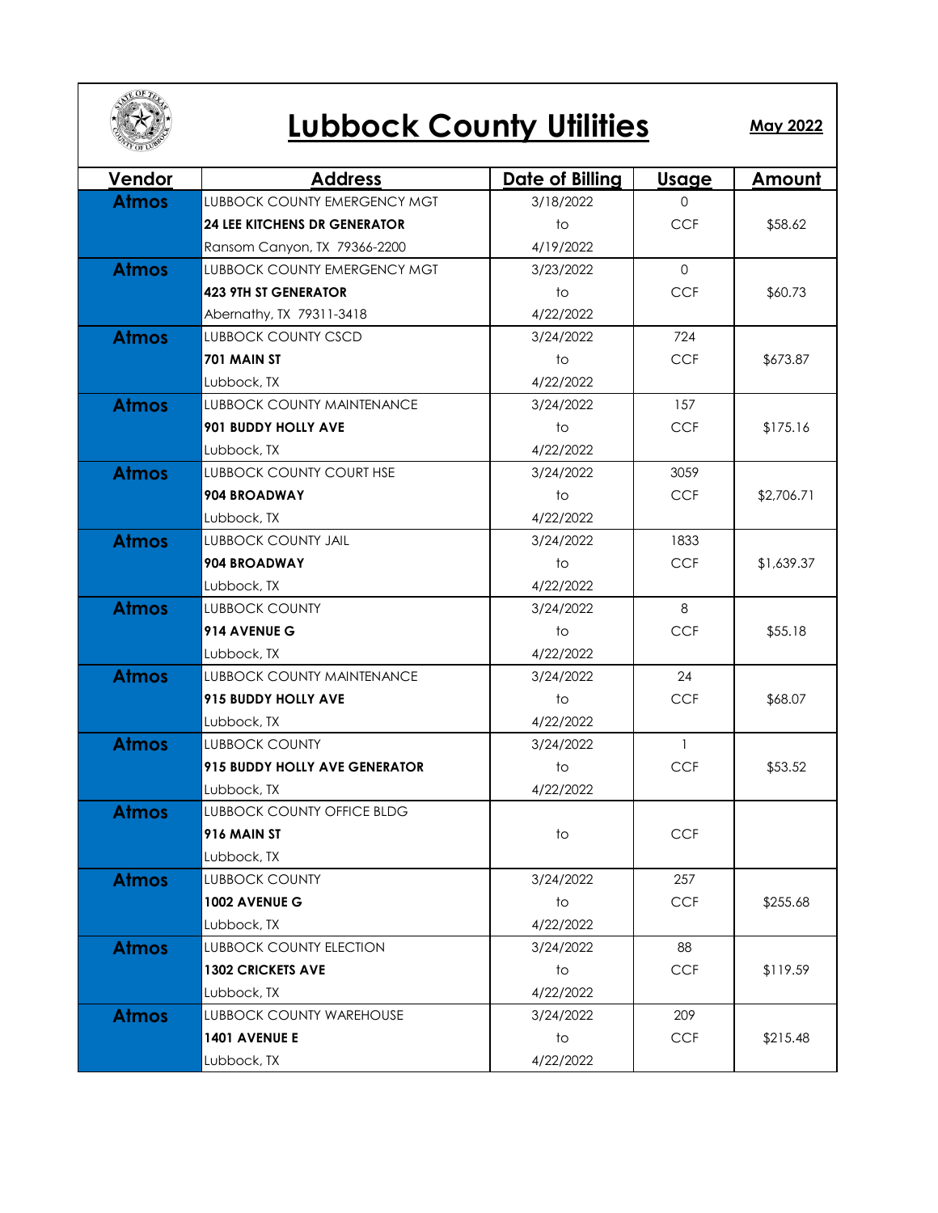# Lubbock County Utilities

**May 2022**

| Vendor | Address | Date of Billing | Usage | Amount |
|---|---|---|---|---|
| Atmos | LUBBOCK COUNTY EMERGENCY MGT<br>**24 LEE KITCHENS DR GENERATOR**<br>Ransom Canyon, TX 79366-2200 | 3/18/2022<br>to<br>4/19/2022 | 0<br>CCF | $58.62 |
| Atmos | LUBBOCK COUNTY EMERGENCY MGT<br>**423 9TH ST GENERATOR**<br>Abernathy, TX 79311-3418 | 3/23/2022<br>to<br>4/22/2022 | 0<br>CCF | $60.73 |
| Atmos | LUBBOCK COUNTY CSCD<br>**701 MAIN ST**<br>Lubbock, TX | 3/24/2022<br>to<br>4/22/2022 | 724<br>CCF | $673.87 |
| Atmos | LUBBOCK COUNTY MAINTENANCE<br>**901 BUDDY HOLLY AVE**<br>Lubbock, TX | 3/24/2022<br>to<br>4/22/2022 | 157<br>CCF | $175.16 |
| Atmos | LUBBOCK COUNTY COURT HSE<br>**904 BROADWAY**<br>Lubbock, TX | 3/24/2022<br>to<br>4/22/2022 | 3059<br>CCF | $2,706.71 |
| Atmos | LUBBOCK COUNTY JAIL<br>**904 BROADWAY**<br>Lubbock, TX | 3/24/2022<br>to<br>4/22/2022 | 1833<br>CCF | $1,639.37 |
| Atmos | LUBBOCK COUNTY<br>**914 AVENUE G**<br>Lubbock, TX | 3/24/2022<br>to<br>4/22/2022 | 8<br>CCF | $55.18 |
| Atmos | LUBBOCK COUNTY MAINTENANCE<br>**915 BUDDY HOLLY AVE**<br>Lubbock, TX | 3/24/2022<br>to<br>4/22/2022 | 24<br>CCF | $68.07 |
| Atmos | LUBBOCK COUNTY<br>**915 BUDDY HOLLY AVE GENERATOR**<br>Lubbock, TX | 3/24/2022<br>to<br>4/22/2022 | 1<br>CCF | $53.52 |
| Atmos | LUBBOCK COUNTY OFFICE BLDG<br>**916 MAIN ST**<br>Lubbock, TX | to | CCF | |
| Atmos | LUBBOCK COUNTY<br>**1002 AVENUE G**<br>Lubbock, TX | 3/24/2022<br>to<br>4/22/2022 | 257<br>CCF | $255.68 |
| Atmos | LUBBOCK COUNTY ELECTION<br>**1302 CRICKETS AVE**<br>Lubbock, TX | 3/24/2022<br>to<br>4/22/2022 | 88<br>CCF | $119.59 |
| Atmos | LUBBOCK COUNTY WAREHOUSE<br>**1401 AVENUE E**<br>Lubbock, TX | 3/24/2022<br>to<br>4/22/2022 | 209<br>CCF | $215.48 |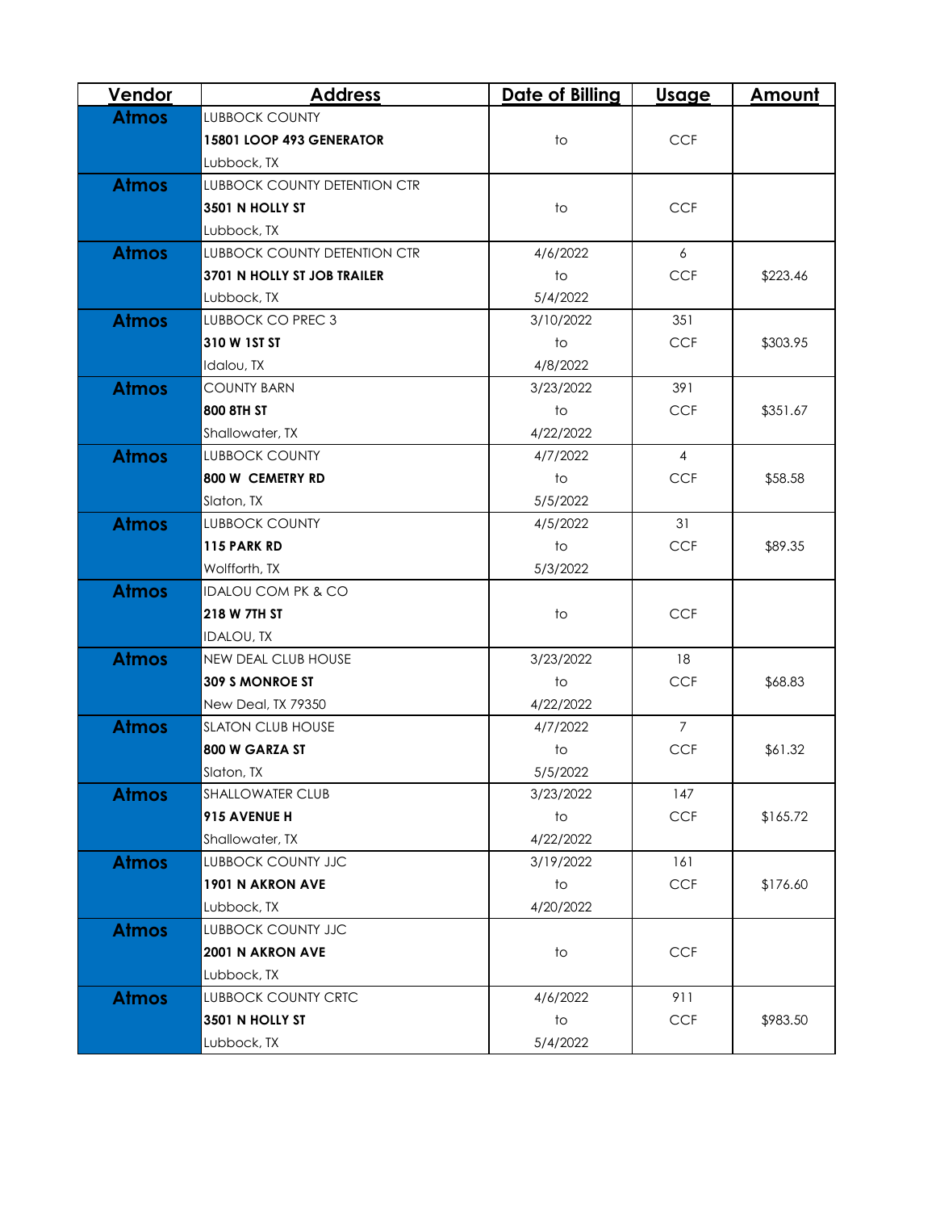| Vendor | Address | Date of Billing | Usage | Amount |
|---|---|---|---|---|
| Atmos | LUBBOCK COUNTY<br>**15801 LOOP 493 GENERATOR**<br>Lubbock, TX | to | CCF | |
| Atmos | LUBBOCK COUNTY DETENTION CTR<br>**3501 N HOLLY ST**<br>Lubbock, TX | to | CCF | |
| Atmos | LUBBOCK COUNTY DETENTION CTR<br>**3701 N HOLLY ST JOB TRAILER**<br>Lubbock, TX | 4/6/2022<br>to<br>5/4/2022 | 6<br>CCF | $223.46 |
| Atmos | LUBBOCK CO PREC 3<br>**310 W 1ST ST**<br>Idalou, TX | 3/10/2022<br>to<br>4/8/2022 | 351<br>CCF | $303.95 |
| Atmos | COUNTY BARN<br>**800 8TH ST**<br>Shallowater, TX | 3/23/2022<br>to<br>4/22/2022 | 391<br>CCF | $351.67 |
| Atmos | LUBBOCK COUNTY<br>**800 W CEMETRY RD**<br>Slaton, TX | 4/7/2022<br>to<br>5/5/2022 | 4<br>CCF | $58.58 |
| Atmos | LUBBOCK COUNTY<br>**115 PARK RD**<br>Wolfforth, TX | 4/5/2022<br>to<br>5/3/2022 | 31<br>CCF | $89.35 |
| Atmos | IDALOU COM PK & CO<br>**218 W 7TH ST**<br>IDALOU, TX | to | CCF | |
| Atmos | NEW DEAL CLUB HOUSE<br>**309 S MONROE ST**<br>New Deal, TX 79350 | 3/23/2022<br>to<br>4/22/2022 | 18<br>CCF | $68.83 |
| Atmos | SLATON CLUB HOUSE<br>**800 W GARZA ST**<br>Slaton, TX | 4/7/2022<br>to<br>5/5/2022 | 7<br>CCF | $61.32 |
| Atmos | SHALLOWATER CLUB<br>**915 AVENUE H**<br>Shallowater, TX | 3/23/2022<br>to<br>4/22/2022 | 147<br>CCF | $165.72 |
| Atmos | LUBBOCK COUNTY JJC<br>**1901 N AKRON AVE**<br>Lubbock, TX | 3/19/2022<br>to<br>4/20/2022 | 161<br>CCF | $176.60 |
| Atmos | LUBBOCK COUNTY JJC<br>**2001 N AKRON AVE**<br>Lubbock, TX | to | CCF | |
| Atmos | LUBBOCK COUNTY CRTC<br>**3501 N HOLLY ST**<br>Lubbock, TX | 4/6/2022<br>to<br>5/4/2022 | 911<br>CCF | $983.50 |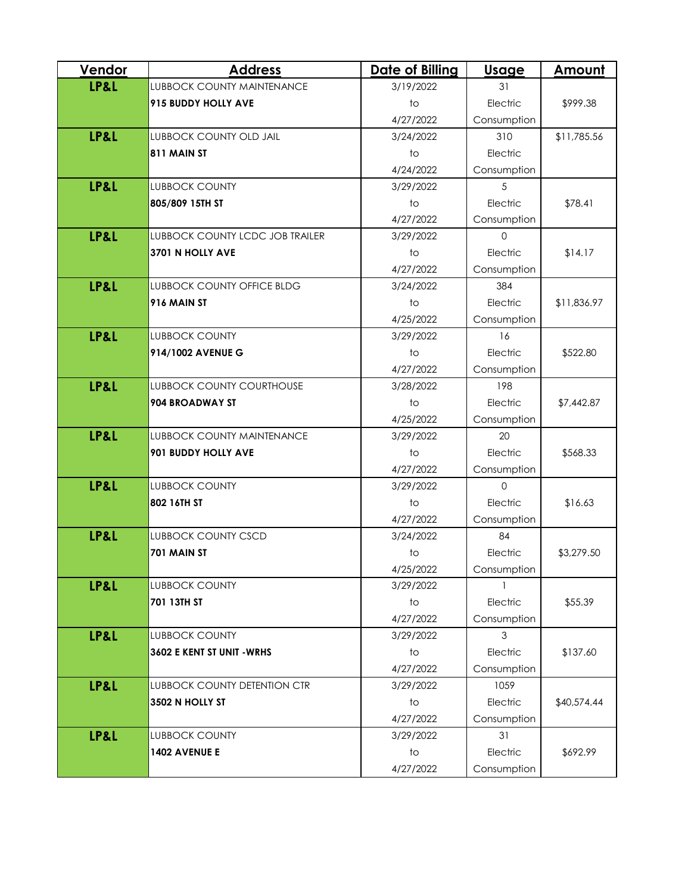| Vendor | Address | Date of Billing | Usage | Amount |
|---|---|---|---|---|
| **LP&L** | LUBBOCK COUNTY MAINTENANCE **915 BUDDY HOLLY AVE** | 3/19/2022 to 4/27/2022 | 31 Electric Consumption | $999.38 |
| **LP&L** | LUBBOCK COUNTY OLD JAIL **811 MAIN ST** | 3/24/2022 to 4/24/2022 | 310 Electric Consumption | $11,785.56 |
| **LP&L** | LUBBOCK COUNTY **805/809 15TH ST** | 3/29/2022 to 4/27/2022 | 5 Electric Consumption | $78.41 |
| **LP&L** | LUBBOCK COUNTY LCDC JOB TRAILER **3701 N HOLLY AVE** | 3/29/2022 to 4/27/2022 | 0 Electric Consumption | $14.17 |
| **LP&L** | LUBBOCK COUNTY OFFICE BLDG **916 MAIN ST** | 3/24/2022 to 4/25/2022 | 384 Electric Consumption | $11,836.97 |
| **LP&L** | LUBBOCK COUNTY **914/1002 AVENUE G** | 3/29/2022 to 4/27/2022 | 16 Electric Consumption | $522.80 |
| **LP&L** | LUBBOCK COUNTY COURTHOUSE **904 BROADWAY ST** | 3/28/2022 to 4/25/2022 | 198 Electric Consumption | $7,442.87 |
| **LP&L** | LUBBOCK COUNTY MAINTENANCE **901 BUDDY HOLLY AVE** | 3/29/2022 to 4/27/2022 | 20 Electric Consumption | $568.33 |
| **LP&L** | LUBBOCK COUNTY **802 16TH ST** | 3/29/2022 to 4/27/2022 | 0 Electric Consumption | $16.63 |
| **LP&L** | LUBBOCK COUNTY CSCD **701 MAIN ST** | 3/24/2022 to 4/25/2022 | 84 Electric Consumption | $3,279.50 |
| **LP&L** | LUBBOCK COUNTY **701 13TH ST** | 3/29/2022 to 4/27/2022 | 1 Electric Consumption | $55.39 |
| **LP&L** | LUBBOCK COUNTY **3602 E KENT ST UNIT -WRHS** | 3/29/2022 to 4/27/2022 | 3 Electric Consumption | $137.60 |
| **LP&L** | LUBBOCK COUNTY DETENTION CTR **3502 N HOLLY ST** | 3/29/2022 to 4/27/2022 | 1059 Electric Consumption | $40,574.44 |
| **LP&L** | LUBBOCK COUNTY **1402 AVENUE E** | 3/29/2022 to 4/27/2022 | 31 Electric Consumption | $692.99 |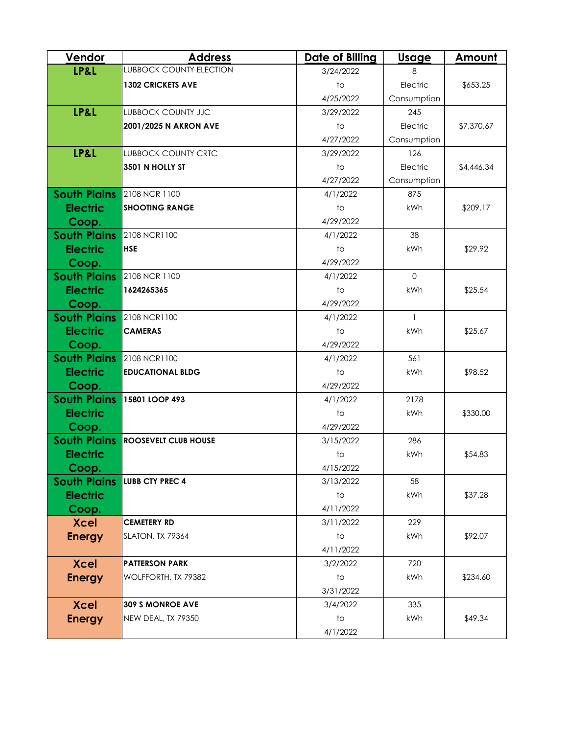| Vendor | Address | Date of Billing | Usage | Amount |
|---|---|---|---|---|
| LP&L | LUBBOCK COUNTY ELECTION **1302 CRICKETS AVE** | 3/24/2022 to 4/25/2022 | 8 Electric Consumption | $653.25 |
| LP&L | LUBBOCK COUNTY JJC **2001/2025 N AKRON AVE** | 3/29/2022 to 4/27/2022 | 245 Electric Consumption | $7,370.67 |
| LP&L | LUBBOCK COUNTY CRTC **3501 N HOLLY ST** | 3/29/2022 to 4/27/2022 | 126 Electric Consumption | $4,446.34 |
| South Plains Electric Coop. | 2108 NCR 1100 **SHOOTING RANGE** | 4/1/2022 to 4/29/2022 | 875 kWh | $209.17 |
| South Plains Electric Coop. | 2108 NCR1100 **HSE** | 4/1/2022 to 4/29/2022 | 38 kWh | $29.92 |
| South Plains Electric Coop. | 2108 NCR 1100 **1624265365** | 4/1/2022 to 4/29/2022 | 0 kWh | $25.54 |
| South Plains Electric Coop. | 2108 NCR1100 **CAMERAS** | 4/1/2022 to 4/29/2022 | 1 kWh | $25.67 |
| South Plains Electric Coop. | 2108 NCR1100 **EDUCATIONAL BLDG** | 4/1/2022 to 4/29/2022 | 561 kWh | $98.52 |
| South Plains Electric Coop. | **15801 LOOP 493** | 4/1/2022 to 4/29/2022 | 2178 kWh | $330.00 |
| South Plains Electric Coop. | **ROOSEVELT CLUB HOUSE** | 3/15/2022 to 4/15/2022 | 286 kWh | $54.83 |
| South Plains Electric Coop. | **LUBB CTY PREC 4** | 3/13/2022 to 4/11/2022 | 58 kWh | $37.28 |
| Xcel Energy | **CEMETERY RD** SLATON, TX 79364 | 3/11/2022 to 4/11/2022 | 229 kWh | $92.07 |
| Xcel Energy | **PATTERSON PARK** WOLFFORTH, TX 79382 | 3/2/2022 to 3/31/2022 | 720 kWh | $234.60 |
| Xcel Energy | **309 S MONROE AVE** NEW DEAL, TX 79350 | 3/4/2022 to 4/1/2022 | 335 kWh | $49.34 |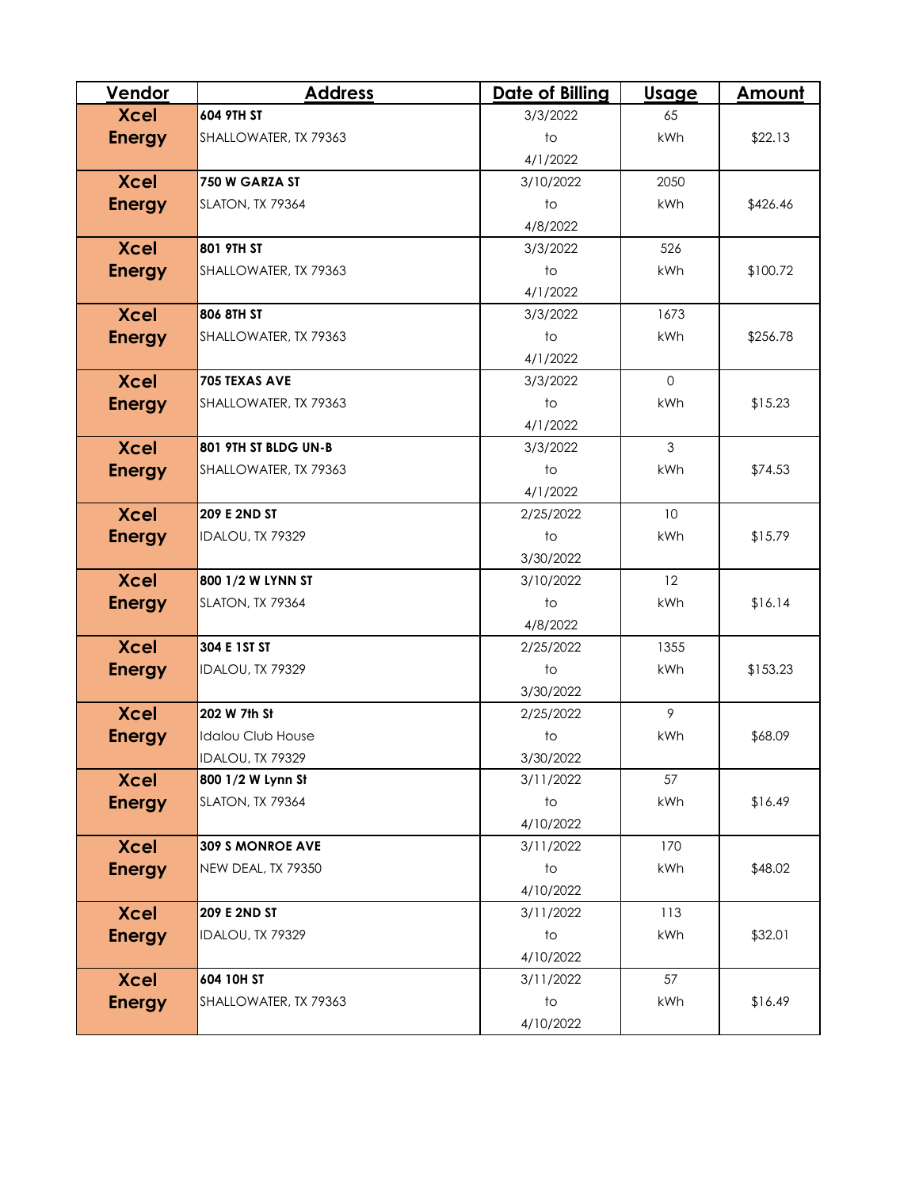| Vendor | Address | Date of Billing | Usage | Amount |
|---|---|---|---|---|
| Xcel Energy | **604 9TH ST** SHALLOWATER, TX 79363 | 3/3/2022 to 4/1/2022 | 65 kWh | $22.13 |
| Xcel Energy | **750 W GARZA ST** SLATON, TX 79364 | 3/10/2022 to 4/8/2022 | 2050 kWh | $426.46 |
| Xcel Energy | **801 9TH ST** SHALLOWATER, TX 79363 | 3/3/2022 to 4/1/2022 | 526 kWh | $100.72 |
| Xcel Energy | **806 8TH ST** SHALLOWATER, TX 79363 | 3/3/2022 to 4/1/2022 | 1673 kWh | $256.78 |
| Xcel Energy | **705 TEXAS AVE** SHALLOWATER, TX 79363 | 3/3/2022 to 4/1/2022 | 0 kWh | $15.23 |
| Xcel Energy | **801 9TH ST BLDG UN-B** SHALLOWATER, TX 79363 | 3/3/2022 to 4/1/2022 | 3 kWh | $74.53 |
| Xcel Energy | **209 E 2ND ST** IDALOU, TX 79329 | 2/25/2022 to 3/30/2022 | 10 kWh | $15.79 |
| Xcel Energy | **800 1/2 W LYNN ST** SLATON, TX 79364 | 3/10/2022 to 4/8/2022 | 12 kWh | $16.14 |
| Xcel Energy | **304 E 1ST ST** IDALOU, TX 79329 | 2/25/2022 to 3/30/2022 | 1355 kWh | $153.23 |
| Xcel Energy | **202 W 7th St** Idalou Club House IDALOU, TX 79329 | 2/25/2022 to 3/30/2022 | 9 kWh | $68.09 |
| Xcel Energy | **800 1/2 W Lynn St** SLATON, TX 79364 | 3/11/2022 to 4/10/2022 | 57 kWh | $16.49 |
| Xcel Energy | **309 S MONROE AVE** NEW DEAL, TX 79350 | 3/11/2022 to 4/10/2022 | 170 kWh | $48.02 |
| Xcel Energy | **209 E 2ND ST** IDALOU, TX 79329 | 3/11/2022 to 4/10/2022 | 113 kWh | $32.01 |
| Xcel Energy | **604 10H ST** SHALLOWATER, TX 79363 | 3/11/2022 to 4/10/2022 | 57 kWh | $16.49 |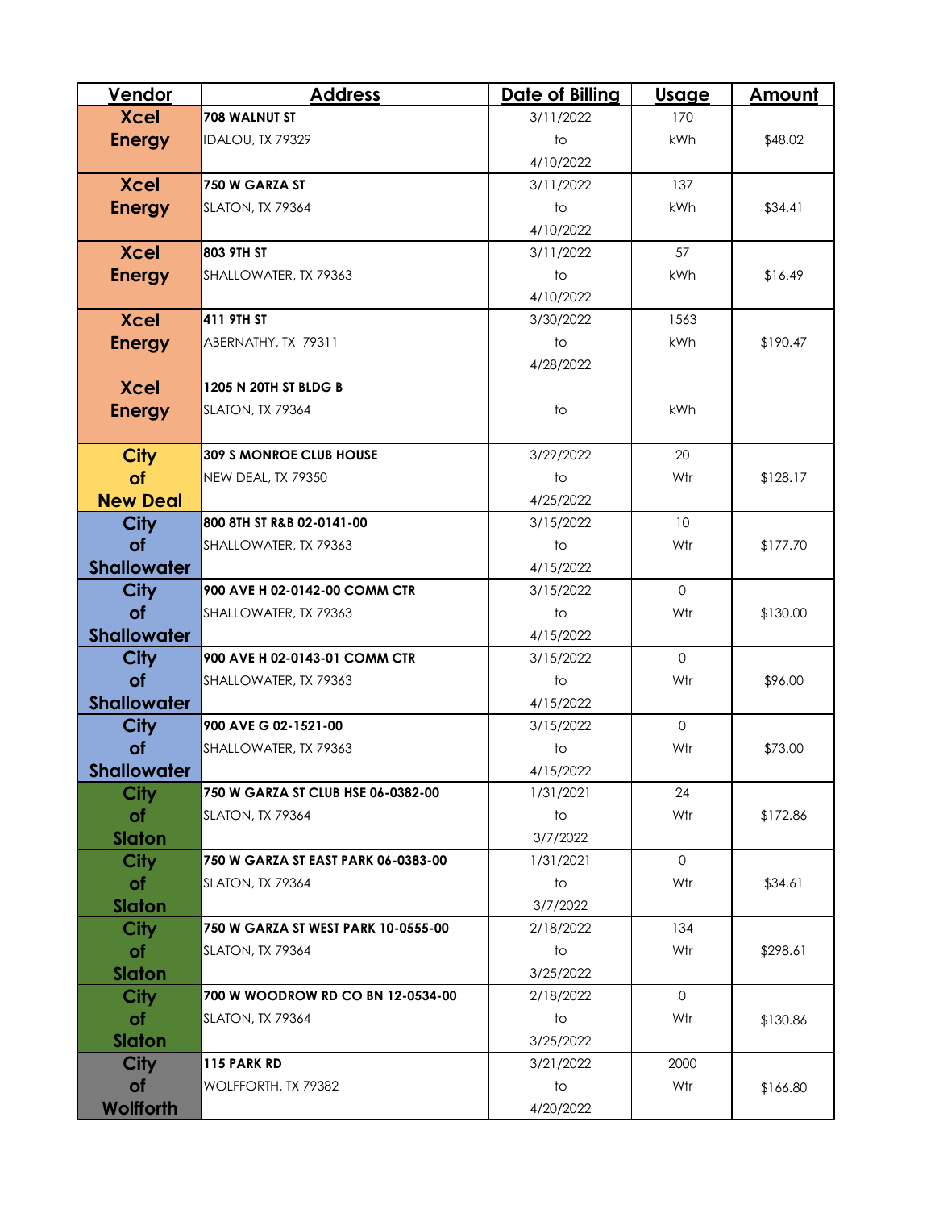| Vendor | Address | Date of Billing | Usage | Amount |
|---|---|---|---|---|
| Xcel Energy | **708 WALNUT ST** IDALOU, TX 79329 | 3/11/2022 to 4/10/2022 | 170 kWh | $48.02 |
| Xcel Energy | **750 W GARZA ST** SLATON, TX 79364 | 3/11/2022 to 4/10/2022 | 137 kWh | $34.41 |
| Xcel Energy | **803 9TH ST** SHALLOWATER, TX 79363 | 3/11/2022 to 4/10/2022 | 57 kWh | $16.49 |
| Xcel Energy | **411 9TH ST** ABERNATHY, TX 79311 | 3/30/2022 to 4/28/2022 | 1563 kWh | $190.47 |
| Xcel Energy | **1205 N 20TH ST BLDG B** SLATON, TX 79364 | to | kWh | |
| City of New Deal | **309 S MONROE CLUB HOUSE** NEW DEAL, TX 79350 | 3/29/2022 to 4/25/2022 | 20 Wtr | $128.17 |
| City of Shallowater | **800 8TH ST R&B 02-0141-00** SHALLOWATER, TX 79363 | 3/15/2022 to 4/15/2022 | 10 Wtr | $177.70 |
| City of Shallowater | **900 AVE H 02-0142-00 COMM CTR** SHALLOWATER, TX 79363 | 3/15/2022 to 4/15/2022 | 0 Wtr | $130.00 |
| City of Shallowater | **900 AVE H 02-0143-01 COMM CTR** SHALLOWATER, TX 79363 | 3/15/2022 to 4/15/2022 | 0 Wtr | $96.00 |
| City of Shallowater | **900 AVE G 02-1521-00** SHALLOWATER, TX 79363 | 3/15/2022 to 4/15/2022 | 0 Wtr | $73.00 |
| City of Slaton | **750 W GARZA ST CLUB HSE 06-0382-00** SLATON, TX 79364 | 1/31/2021 to 3/7/2022 | 24 Wtr | $172.86 |
| City of Slaton | **750 W GARZA ST EAST PARK 06-0383-00** SLATON, TX 79364 | 1/31/2021 to 3/7/2022 | 0 Wtr | $34.61 |
| City of Slaton | **750 W GARZA ST WEST PARK 10-0555-00** SLATON, TX 79364 | 2/18/2022 to 3/25/2022 | 134 Wtr | $298.61 |
| City of Slaton | **700 W WOODROW RD CO BN 12-0534-00** SLATON, TX 79364 | 2/18/2022 to 3/25/2022 | 0 Wtr | $130.86 |
| City of Wolfforth | **115 PARK RD** WOLFFORTH, TX 79382 | 3/21/2022 to 4/20/2022 | 2000 Wtr | $166.80 |